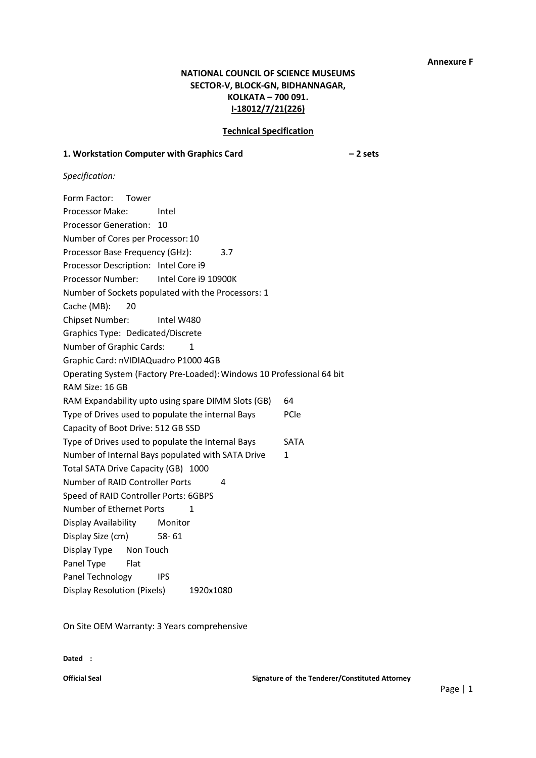**Annexure F**

**NATIONAL COUNCIL OF SCIENCE MUSEUMS**
**SECTOR-V, BLOCK-GN, BIDHANNAGAR,**
**KOLKATA – 700 091.**
**I-18012/7/21(226)**

**Technical Specification**

**1. Workstation Computer with Graphics Card – 2 sets**

*Specification:*

Form Factor: Tower
Processor Make: Intel
Processor Generation: 10
Number of Cores per Processor: 10
Processor Base Frequency (GHz): 3.7
Processor Description: Intel Core i9
Processor Number: Intel Core i9 10900K
Number of Sockets populated with the Processors: 1
Cache (MB): 20
Chipset Number: Intel W480
Graphics Type: Dedicated/Discrete
Number of Graphic Cards: 1
Graphic Card: nVIDIAQuadro P1000 4GB
Operating System (Factory Pre-Loaded): Windows 10 Professional 64 bit
RAM Size: 16 GB
RAM Expandability upto using spare DIMM Slots (GB) 64
Type of Drives used to populate the internal Bays PCIe
Capacity of Boot Drive: 512 GB SSD
Type of Drives used to populate the Internal Bays SATA
Number of Internal Bays populated with SATA Drive 1
Total SATA Drive Capacity (GB) 1000
Number of RAID Controller Ports 4
Speed of RAID Controller Ports: 6GBPS
Number of Ethernet Ports 1
Display Availability Monitor
Display Size (cm) 58- 61
Display Type Non Touch
Panel Type Flat
Panel Technology IPS
Display Resolution (Pixels) 1920x1080

On Site OEM Warranty: 3 Years comprehensive

**Dated :**

**Official Seal** **Signature of the Tenderer/Constituted Attorney**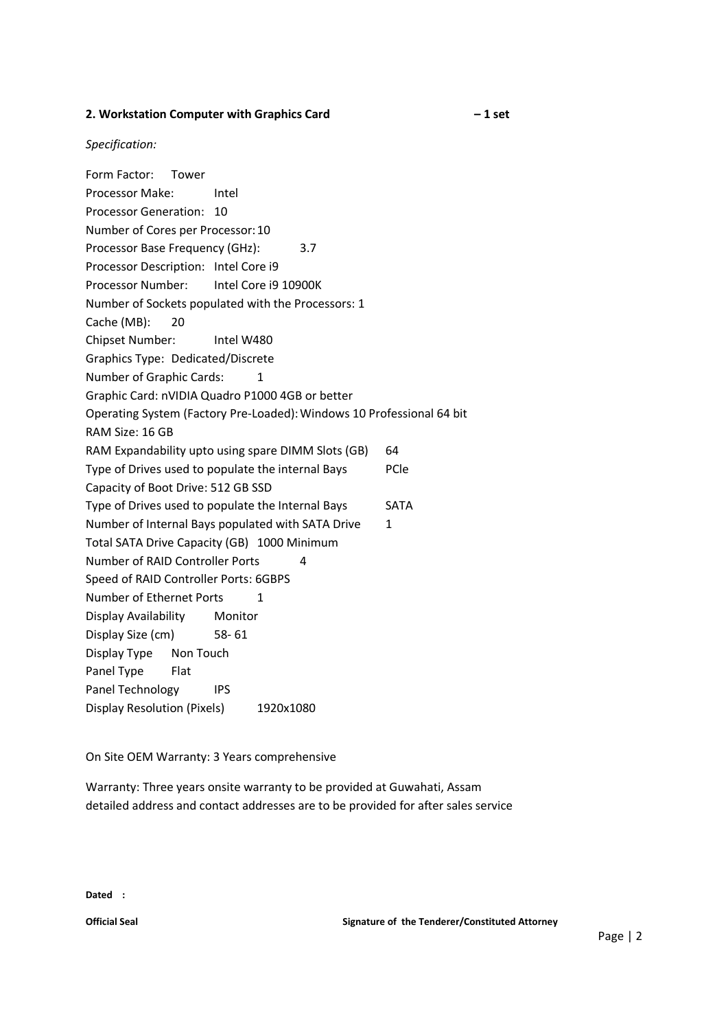**2. Workstation Computer with Graphics Card – 1 set**

*Specification:*

Form Factor: Tower
Processor Make: Intel
Processor Generation: 10
Number of Cores per Processor: 10
Processor Base Frequency (GHz): 3.7
Processor Description: Intel Core i9
Processor Number: Intel Core i9 10900K
Number of Sockets populated with the Processors: 1
Cache (MB): 20
Chipset Number: Intel W480
Graphics Type: Dedicated/Discrete
Number of Graphic Cards: 1
Graphic Card: nVIDIA Quadro P1000 4GB or better
Operating System (Factory Pre-Loaded): Windows 10 Professional 64 bit
RAM Size: 16 GB
RAM Expandability upto using spare DIMM Slots (GB) 64
Type of Drives used to populate the internal Bays PCle
Capacity of Boot Drive: 512 GB SSD
Type of Drives used to populate the Internal Bays SATA
Number of Internal Bays populated with SATA Drive 1
Total SATA Drive Capacity (GB) 1000 Minimum
Number of RAID Controller Ports 4
Speed of RAID Controller Ports: 6GBPS
Number of Ethernet Ports 1
Display Availability Monitor
Display Size (cm) 58- 61
Display Type Non Touch
Panel Type Flat
Panel Technology IPS
Display Resolution (Pixels) 1920x1080

On Site OEM Warranty: 3 Years comprehensive

Warranty: Three years onsite warranty to be provided at Guwahati, Assam
detailed address and contact addresses are to be provided for after sales service

**Dated :**

**Official Seal** **Signature of the Tenderer/Constituted Attorney**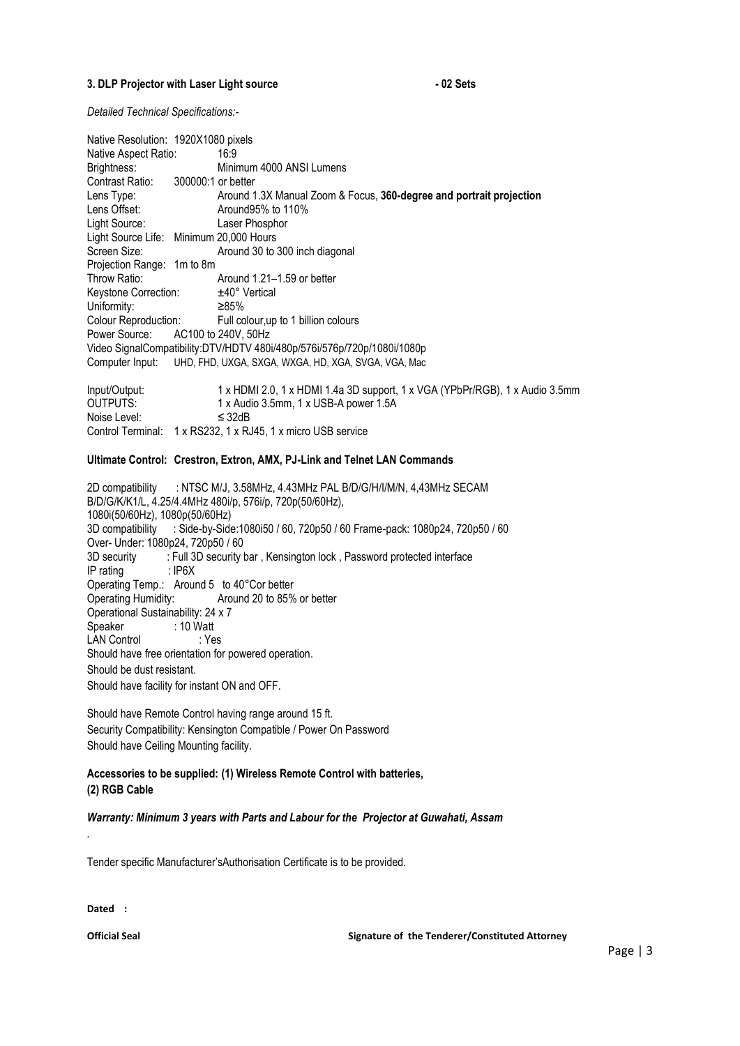**3. DLP Projector with Laser Light source - 02 Sets**

*Detailed Technical Specifications:-*

Native Resolution: 1920X1080 pixels
Native Aspect Ratio: 16:9
Brightness: Minimum 4000 ANSI Lumens
Contrast Ratio: 300000:1 or better
Lens Type: Around 1.3X Manual Zoom & Focus, **360-degree and portrait projection**
Lens Offset: Around95% to 110%
Light Source: Laser Phosphor
Light Source Life: Minimum 20,000 Hours
Screen Size: Around 30 to 300 inch diagonal
Projection Range: 1m to 8m
Throw Ratio: Around 1.21–1.59 or better
Keystone Correction: ±40° Vertical
Uniformity: ≥85%
Colour Reproduction: Full colour,up to 1 billion colours
Power Source: AC100 to 240V, 50Hz
Video SignalCompatibility:DTV/HDTV 480i/480p/576i/576p/720p/1080i/1080p
Computer Input: UHD, FHD, UXGA, SXGA, WXGA, HD, XGA, SVGA, VGA, Mac

Input/Output: 1 x HDMI 2.0, 1 x HDMI 1.4a 3D support, 1 x VGA (YPbPr/RGB), 1 x Audio 3.5mm
OUTPUTS: 1 x Audio 3.5mm, 1 x USB-A power 1.5A
Noise Level: ≤ 32dB
Control Terminal: 1 x RS232, 1 x RJ45, 1 x micro USB service

**Ultimate Control: Crestron, Extron, AMX, PJ-Link and Telnet LAN Commands**

2D compatibility : NTSC M/J, 3.58MHz, 4.43MHz PAL B/D/G/H/I/M/N, 4,43MHz SECAM B/D/G/K/K1/L, 4.25/4.4MHz 480i/p, 576i/p, 720p(50/60Hz), 1080i(50/60Hz), 1080p(50/60Hz)
3D compatibility : Side-by-Side:1080i50 / 60, 720p50 / 60 Frame-pack: 1080p24, 720p50 / 60 Over- Under: 1080p24, 720p50 / 60
3D security : Full 3D security bar , Kensington lock , Password protected interface
IP rating : IP6X
Operating Temp.: Around 5 to 40°Cor better
Operating Humidity: Around 20 to 85% or better
Operational Sustainability: 24 x 7
Speaker : 10 Watt
LAN Control : Yes
Should have free orientation for powered operation.
Should be dust resistant.
Should have facility for instant ON and OFF.

Should have Remote Control having range around 15 ft.
Security Compatibility: Kensington Compatible / Power On Password
Should have Ceiling Mounting facility.

**Accessories to be supplied: (1) Wireless Remote Control with batteries,**
**(2) RGB Cable**

***Warranty: Minimum 3 years with Parts and Labour for the Projector at Guwahati, Assam***

.

Tender specific Manufacturer'sAuthorisation Certificate is to be provided.

**Dated :**

**Official Seal** **Signature of the Tenderer/Constituted Attorney**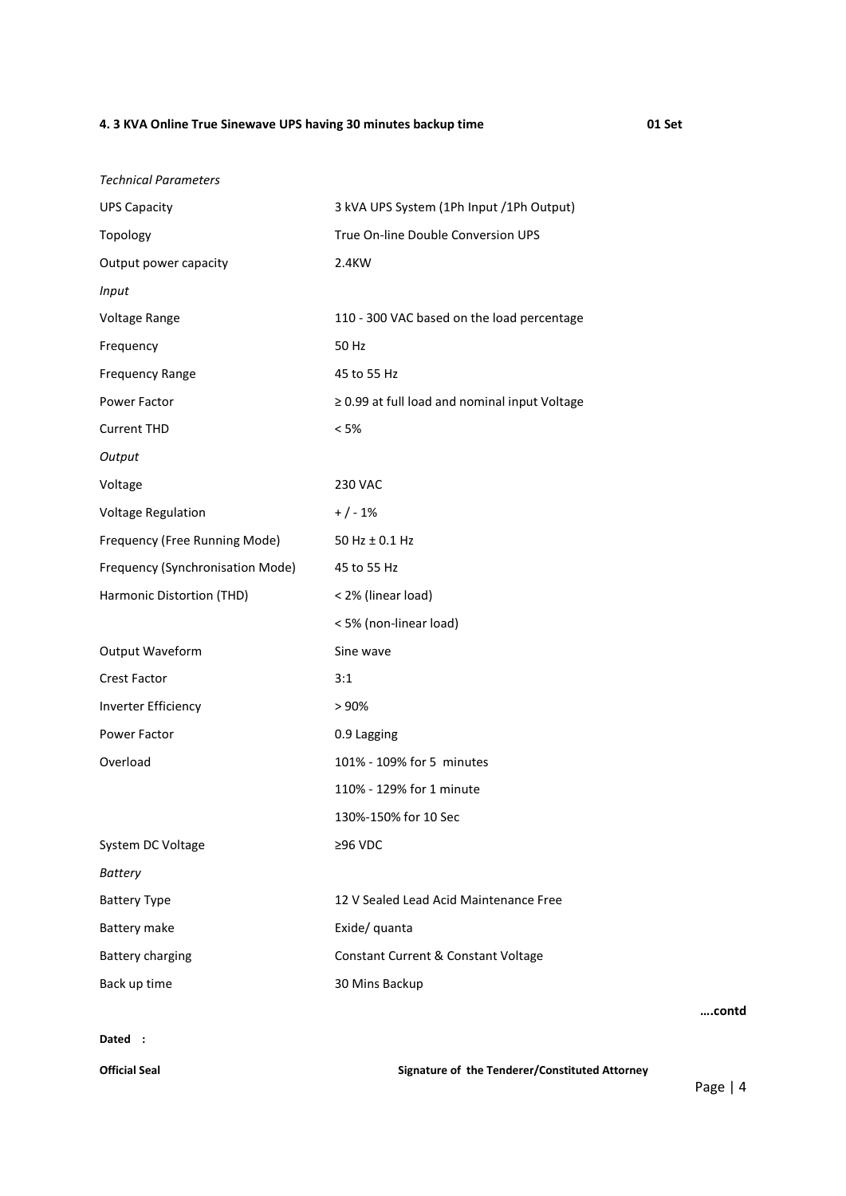**4. 3 KVA Online True Sinewave UPS having 30 minutes backup time** **01 Set**

| *Technical Parameters* | |
|---|---|
| UPS Capacity | 3 kVA UPS System (1Ph Input /1Ph Output) |
| Topology | True On-line Double Conversion UPS |
| Output power capacity | 2.4KW |
| *Input* | |
| Voltage Range | 110 - 300 VAC based on the load percentage |
| Frequency | 50 Hz |
| Frequency Range | 45 to 55 Hz |
| Power Factor | ≥ 0.99 at full load and nominal input Voltage |
| Current THD | < 5% |
| *Output* | |
| Voltage | 230 VAC |
| Voltage Regulation | + / - 1% |
| Frequency (Free Running Mode) | 50 Hz ± 0.1 Hz |
| Frequency (Synchronisation Mode) | 45 to 55 Hz |
| Harmonic Distortion (THD) | < 2% (linear load) |
| | < 5% (non-linear load) |
| Output Waveform | Sine wave |
| Crest Factor | 3:1 |
| Inverter Efficiency | > 90% |
| Power Factor | 0.9 Lagging |
| Overload | 101% - 109% for 5 minutes |
| | 110% - 129% for 1 minute |
| | 130%-150% for 10 Sec |
| System DC Voltage | ≥96 VDC |
| *Battery* | |
| Battery Type | 12 V Sealed Lead Acid Maintenance Free |
| Battery make | Exide/ quanta |
| Battery charging | Constant Current & Constant Voltage |
| Back up time | 30 Mins Backup |

**….contd**

**Dated :**

**Official Seal** **Signature of the Tenderer/Constituted Attorney**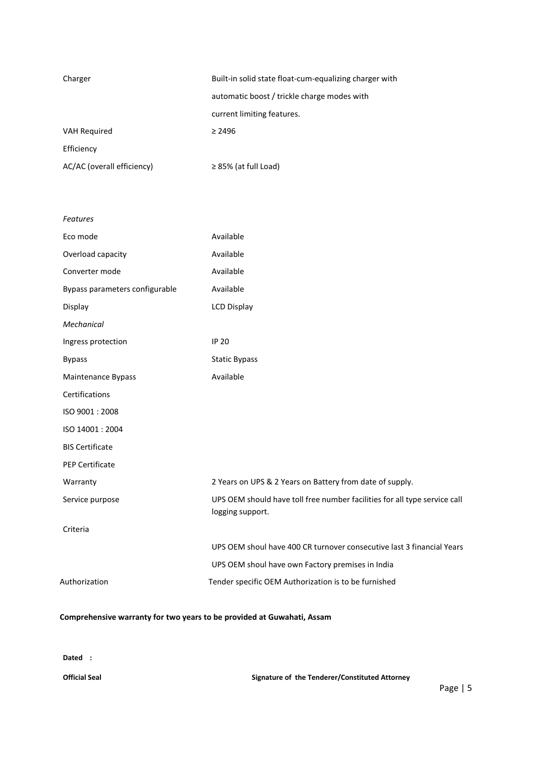| | |
|---|---|
| Charger | Built-in solid state float-cum-equalizing charger with automatic boost / trickle charge modes with current limiting features. |
| VAH Required | ≥ 2496 |
| Efficiency | |
| AC/AC (overall efficiency) | ≥ 85% (at full Load) |
| *Features* | |
| Eco mode | Available |
| Overload capacity | Available |
| Converter mode | Available |
| Bypass parameters configurable | Available |
| Display | LCD Display |
| *Mechanical* | |
| Ingress protection | IP 20 |
| Bypass | Static Bypass |
| Maintenance Bypass | Available |
| Certifications | |
| ISO 9001 : 2008 | |
| ISO 14001 : 2004 | |
| BIS Certificate | |
| PEP Certificate | |
| Warranty | 2 Years on UPS & 2 Years on Battery from date of supply. |
| Service purpose | UPS OEM should have toll free number facilities for all type service call logging support. |
| Criteria | |
| | UPS OEM shoul have 400 CR turnover consecutive last 3 financial Years |
| | UPS OEM shoul have own Factory premises in India |
| Authorization | Tender specific OEM Authorization is to be furnished |

**Comprehensive warranty for two years to be provided at Guwahati, Assam**

**Dated :**

**Official Seal** **Signature of the Tenderer/Constituted Attorney**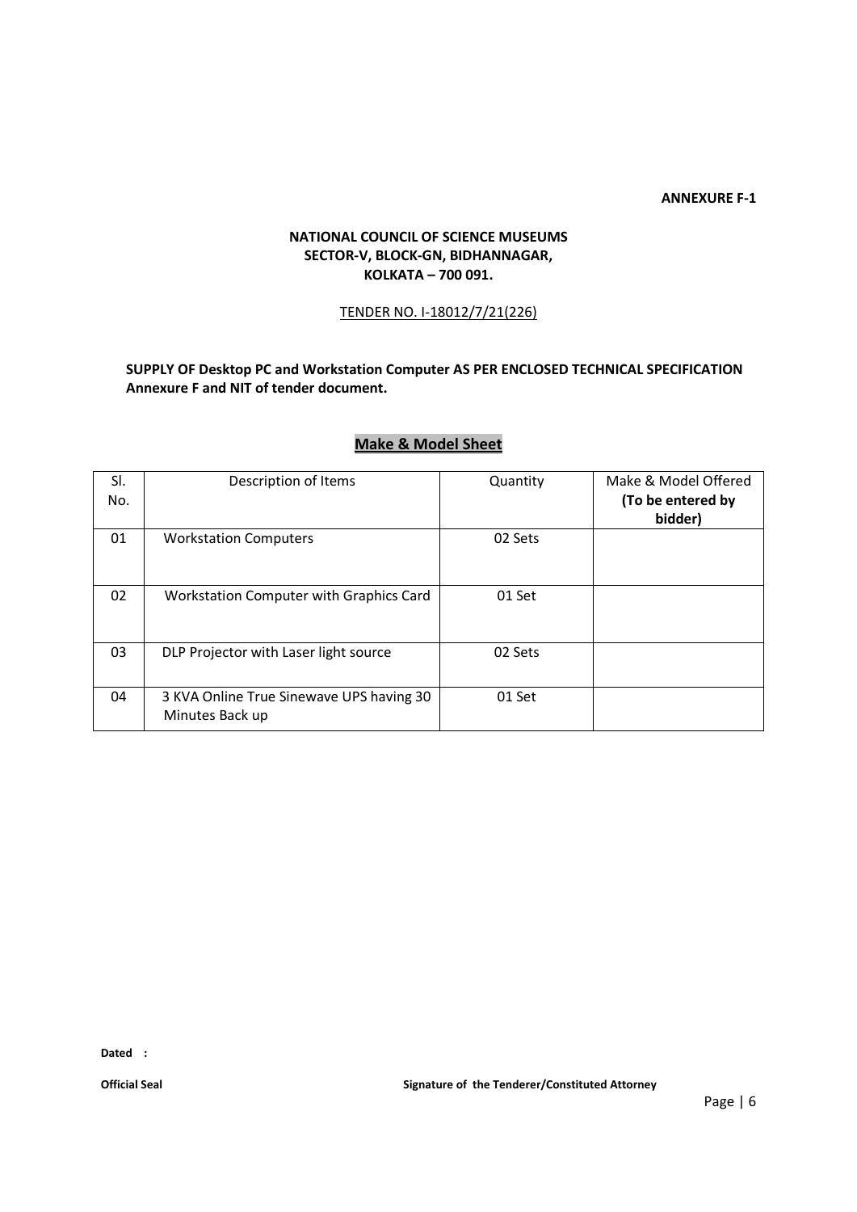**ANNEXURE F-1**

**NATIONAL COUNCIL OF SCIENCE MUSEUMS**
**SECTOR-V, BLOCK-GN, BIDHANNAGAR,**
**KOLKATA – 700 091.**

TENDER NO. I-18012/7/21(226)

**SUPPLY OF Desktop PC and Workstation Computer AS PER ENCLOSED TECHNICAL SPECIFICATION Annexure F and NIT of tender document.**

## Make & Model Sheet

| Sl. No. | Description of Items | Quantity | Make & Model Offered **(To be entered by bidder)** |
|---|---|---|---|
| 01 | Workstation Computers | 02 Sets | |
| 02 | Workstation Computer with Graphics Card | 01 Set | |
| 03 | DLP Projector with Laser light source | 02 Sets | |
| 04 | 3 KVA Online True Sinewave UPS having 30 Minutes Back up | 01 Set | |

**Dated :**

**Official Seal** **Signature of the Tenderer/Constituted Attorney**